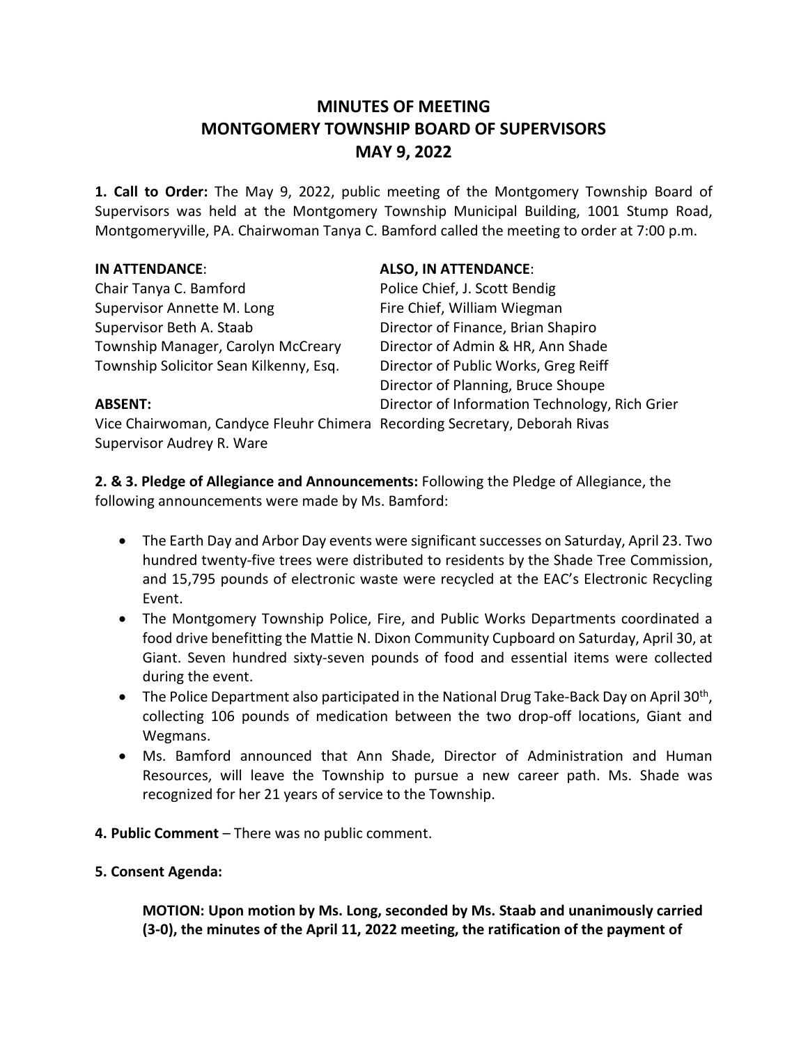# MINUTES OF MEETING
# MONTGOMERY TOWNSHIP BOARD OF SUPERVISORS
# MAY 9, 2022

**1. Call to Order:** The May 9, 2022, public meeting of the Montgomery Township Board of Supervisors was held at the Montgomery Township Municipal Building, 1001 Stump Road, Montgomeryville, PA. Chairwoman Tanya C. Bamford called the meeting to order at 7:00 p.m.

**IN ATTENDANCE**:
Chair Tanya C. Bamford
Supervisor Annette M. Long
Supervisor Beth A. Staab
Township Manager, Carolyn McCreary
Township Solicitor Sean Kilkenny, Esq.

**ABSENT:**
Vice Chairwoman, Candyce Fleuhr Chimera
Supervisor Audrey R. Ware

**ALSO, IN ATTENDANCE**:
Police Chief, J. Scott Bendig
Fire Chief, William Wiegman
Director of Finance, Brian Shapiro
Director of Admin & HR, Ann Shade
Director of Public Works, Greg Reiff
Director of Planning, Bruce Shoupe
Director of Information Technology, Rich Grier
Recording Secretary, Deborah Rivas

**2. & 3. Pledge of Allegiance and Announcements:** Following the Pledge of Allegiance, the following announcements were made by Ms. Bamford:

- The Earth Day and Arbor Day events were significant successes on Saturday, April 23. Two hundred twenty-five trees were distributed to residents by the Shade Tree Commission, and 15,795 pounds of electronic waste were recycled at the EAC's Electronic Recycling Event.
- The Montgomery Township Police, Fire, and Public Works Departments coordinated a food drive benefitting the Mattie N. Dixon Community Cupboard on Saturday, April 30, at Giant. Seven hundred sixty-seven pounds of food and essential items were collected during the event.
- The Police Department also participated in the National Drug Take-Back Day on April 30th, collecting 106 pounds of medication between the two drop-off locations, Giant and Wegmans.
- Ms. Bamford announced that Ann Shade, Director of Administration and Human Resources, will leave the Township to pursue a new career path. Ms. Shade was recognized for her 21 years of service to the Township.

**4. Public Comment** – There was no public comment.

**5. Consent Agenda:**

> **MOTION: Upon motion by Ms. Long, seconded by Ms. Staab and unanimously carried (3-0), the minutes of the April 11, 2022 meeting, the ratification of the payment of**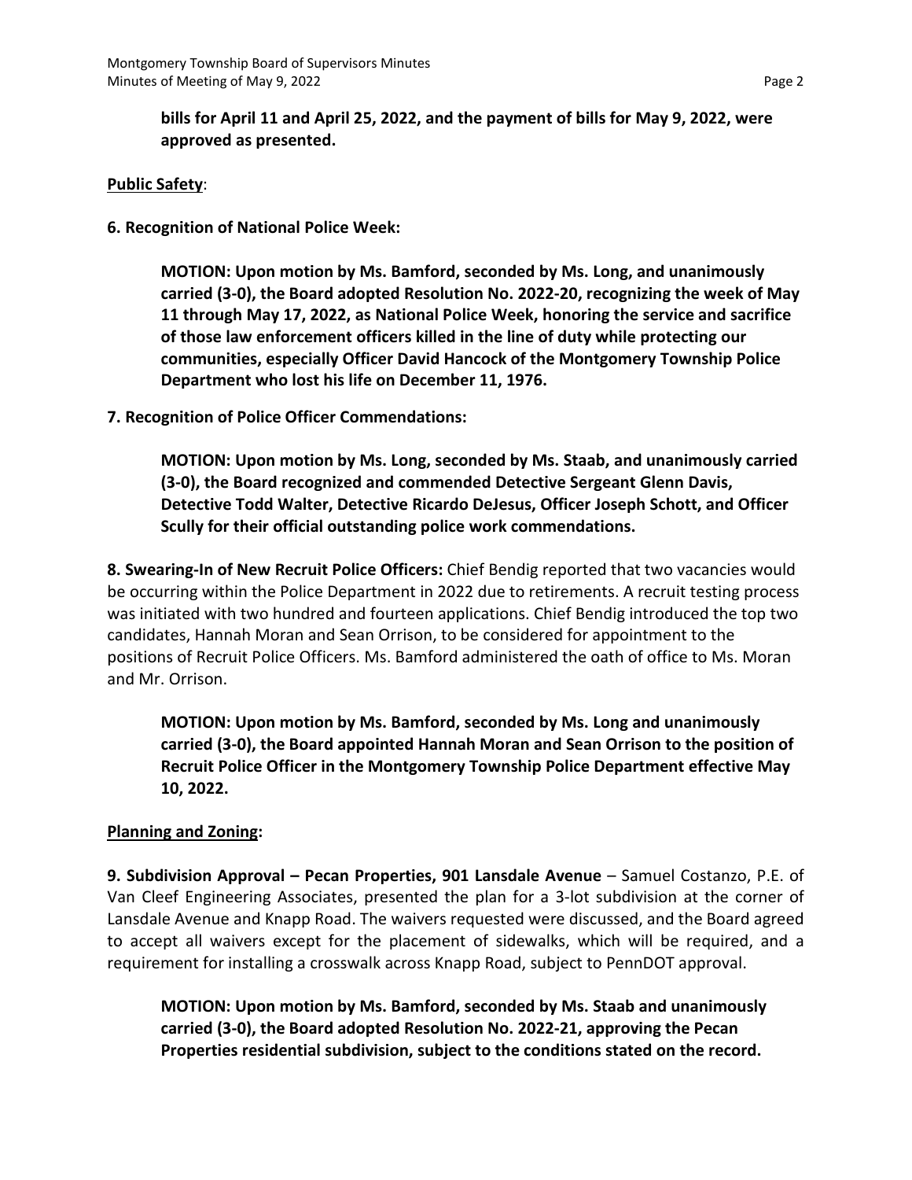**bills for April 11 and April 25, 2022, and the payment of bills for May 9, 2022, were approved as presented.**

**Public Safety**:

**6. Recognition of National Police Week:**

**MOTION: Upon motion by Ms. Bamford, seconded by Ms. Long, and unanimously carried (3-0), the Board adopted Resolution No. 2022-20, recognizing the week of May 11 through May 17, 2022, as National Police Week, honoring the service and sacrifice of those law enforcement officers killed in the line of duty while protecting our communities, especially Officer David Hancock of the Montgomery Township Police Department who lost his life on December 11, 1976.**

**7. Recognition of Police Officer Commendations:**

**MOTION: Upon motion by Ms. Long, seconded by Ms. Staab, and unanimously carried (3-0), the Board recognized and commended Detective Sergeant Glenn Davis, Detective Todd Walter, Detective Ricardo DeJesus, Officer Joseph Schott, and Officer Scully for their official outstanding police work commendations.**

**8. Swearing-In of New Recruit Police Officers:** Chief Bendig reported that two vacancies would be occurring within the Police Department in 2022 due to retirements. A recruit testing process was initiated with two hundred and fourteen applications. Chief Bendig introduced the top two candidates, Hannah Moran and Sean Orrison, to be considered for appointment to the positions of Recruit Police Officers. Ms. Bamford administered the oath of office to Ms. Moran and Mr. Orrison.

**MOTION: Upon motion by Ms. Bamford, seconded by Ms. Long and unanimously carried (3-0), the Board appointed Hannah Moran and Sean Orrison to the position of Recruit Police Officer in the Montgomery Township Police Department effective May 10, 2022.**

**Planning and Zoning:**

**9. Subdivision Approval – Pecan Properties, 901 Lansdale Avenue** – Samuel Costanzo, P.E. of Van Cleef Engineering Associates, presented the plan for a 3-lot subdivision at the corner of Lansdale Avenue and Knapp Road. The waivers requested were discussed, and the Board agreed to accept all waivers except for the placement of sidewalks, which will be required, and a requirement for installing a crosswalk across Knapp Road, subject to PennDOT approval.

**MOTION: Upon motion by Ms. Bamford, seconded by Ms. Staab and unanimously carried (3-0), the Board adopted Resolution No. 2022-21, approving the Pecan Properties residential subdivision, subject to the conditions stated on the record.**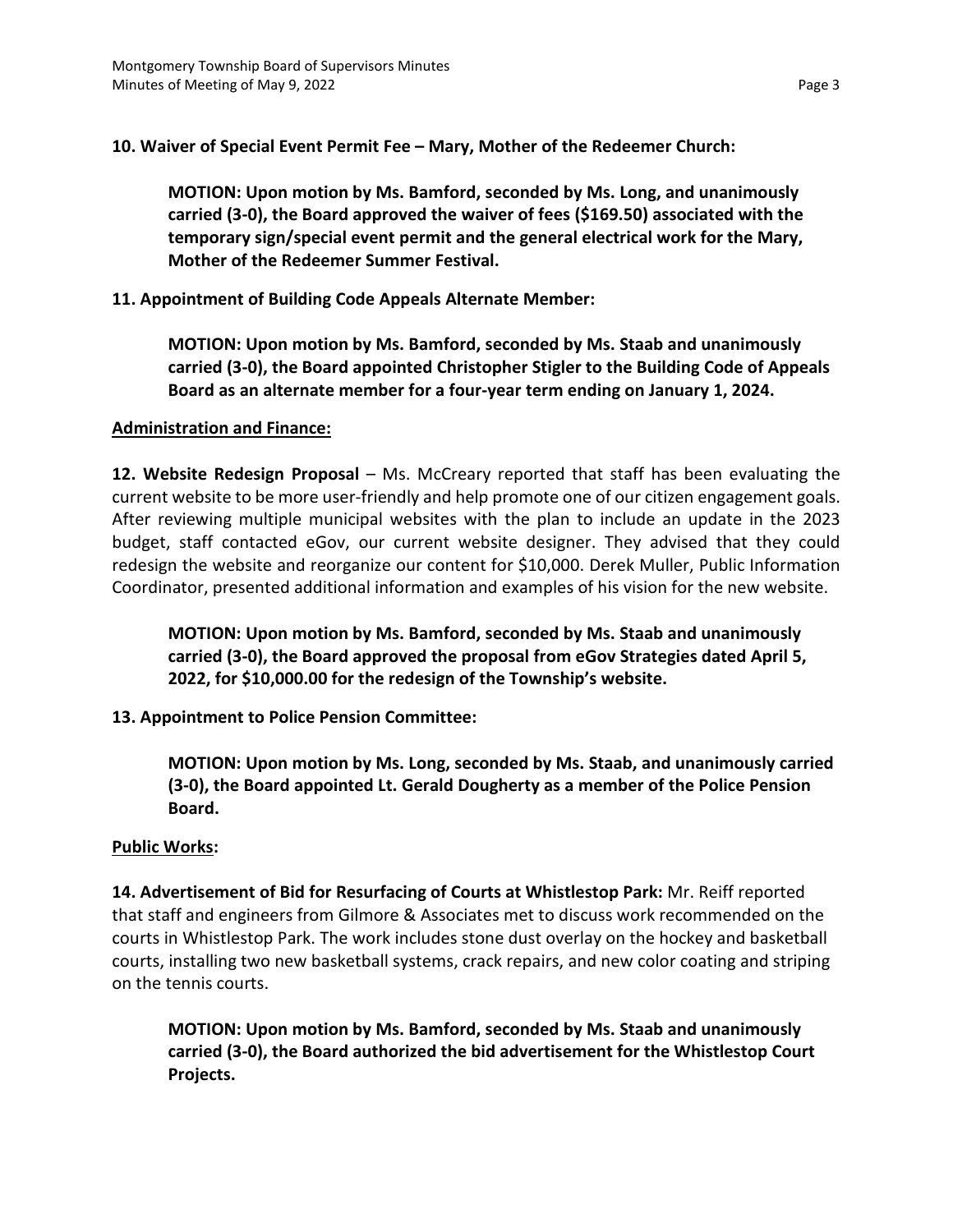**10. Waiver of Special Event Permit Fee – Mary, Mother of the Redeemer Church:**

> **MOTION: Upon motion by Ms. Bamford, seconded by Ms. Long, and unanimously carried (3-0), the Board approved the waiver of fees ($169.50) associated with the temporary sign/special event permit and the general electrical work for the Mary, Mother of the Redeemer Summer Festival.**

**11. Appointment of Building Code Appeals Alternate Member:**

> **MOTION: Upon motion by Ms. Bamford, seconded by Ms. Staab and unanimously carried (3-0), the Board appointed Christopher Stigler to the Building Code of Appeals Board as an alternate member for a four-year term ending on January 1, 2024.**

**<u>Administration and Finance:</u>**

**12. Website Redesign Proposal** – Ms. McCreary reported that staff has been evaluating the current website to be more user-friendly and help promote one of our citizen engagement goals. After reviewing multiple municipal websites with the plan to include an update in the 2023 budget, staff contacted eGov, our current website designer. They advised that they could redesign the website and reorganize our content for $10,000. Derek Muller, Public Information Coordinator, presented additional information and examples of his vision for the new website.

> **MOTION: Upon motion by Ms. Bamford, seconded by Ms. Staab and unanimously carried (3-0), the Board approved the proposal from eGov Strategies dated April 5, 2022, for $10,000.00 for the redesign of the Township's website.**

**13. Appointment to Police Pension Committee:**

> **MOTION: Upon motion by Ms. Long, seconded by Ms. Staab, and unanimously carried (3-0), the Board appointed Lt. Gerald Dougherty as a member of the Police Pension Board.**

**<u>Public Works</u>:**

**14. Advertisement of Bid for Resurfacing of Courts at Whistlestop Park:** Mr. Reiff reported that staff and engineers from Gilmore & Associates met to discuss work recommended on the courts in Whistlestop Park. The work includes stone dust overlay on the hockey and basketball courts, installing two new basketball systems, crack repairs, and new color coating and striping on the tennis courts.

> **MOTION: Upon motion by Ms. Bamford, seconded by Ms. Staab and unanimously carried (3-0), the Board authorized the bid advertisement for the Whistlestop Court Projects.**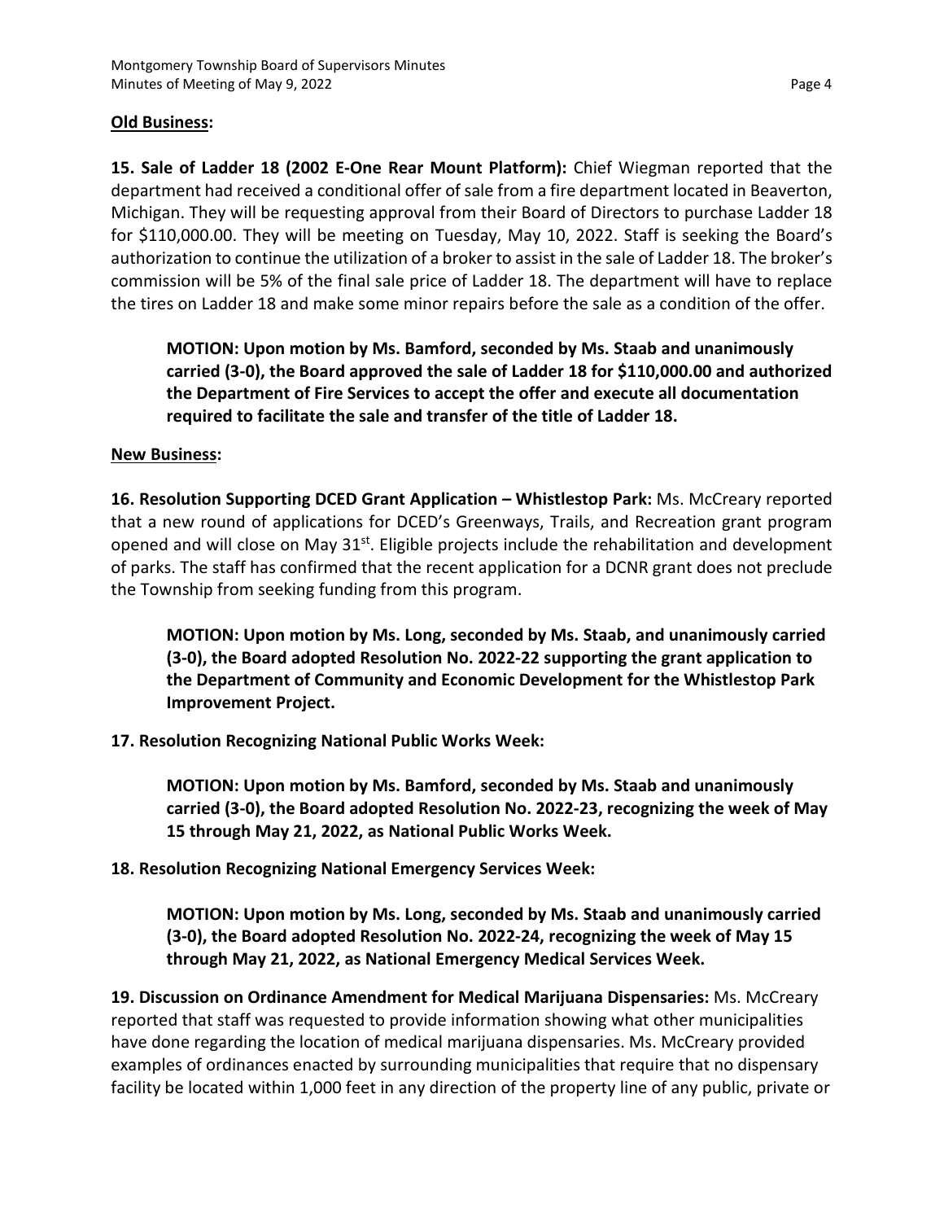**Old Business:**

**15. Sale of Ladder 18 (2002 E-One Rear Mount Platform):** Chief Wiegman reported that the department had received a conditional offer of sale from a fire department located in Beaverton, Michigan. They will be requesting approval from their Board of Directors to purchase Ladder 18 for $110,000.00. They will be meeting on Tuesday, May 10, 2022. Staff is seeking the Board's authorization to continue the utilization of a broker to assist in the sale of Ladder 18. The broker's commission will be 5% of the final sale price of Ladder 18. The department will have to replace the tires on Ladder 18 and make some minor repairs before the sale as a condition of the offer.

> **MOTION: Upon motion by Ms. Bamford, seconded by Ms. Staab and unanimously carried (3-0), the Board approved the sale of Ladder 18 for $110,000.00 and authorized the Department of Fire Services to accept the offer and execute all documentation required to facilitate the sale and transfer of the title of Ladder 18.**

**New Business:**

**16. Resolution Supporting DCED Grant Application – Whistlestop Park:** Ms. McCreary reported that a new round of applications for DCED's Greenways, Trails, and Recreation grant program opened and will close on May 31st. Eligible projects include the rehabilitation and development of parks. The staff has confirmed that the recent application for a DCNR grant does not preclude the Township from seeking funding from this program.

> **MOTION: Upon motion by Ms. Long, seconded by Ms. Staab, and unanimously carried (3-0), the Board adopted Resolution No. 2022-22 supporting the grant application to the Department of Community and Economic Development for the Whistlestop Park Improvement Project.**

**17. Resolution Recognizing National Public Works Week:**

> **MOTION: Upon motion by Ms. Bamford, seconded by Ms. Staab and unanimously carried (3-0), the Board adopted Resolution No. 2022-23, recognizing the week of May 15 through May 21, 2022, as National Public Works Week.**

**18. Resolution Recognizing National Emergency Services Week:**

> **MOTION: Upon motion by Ms. Long, seconded by Ms. Staab and unanimously carried (3-0), the Board adopted Resolution No. 2022-24, recognizing the week of May 15 through May 21, 2022, as National Emergency Medical Services Week.**

**19. Discussion on Ordinance Amendment for Medical Marijuana Dispensaries:** Ms. McCreary reported that staff was requested to provide information showing what other municipalities have done regarding the location of medical marijuana dispensaries. Ms. McCreary provided examples of ordinances enacted by surrounding municipalities that require that no dispensary facility be located within 1,000 feet in any direction of the property line of any public, private or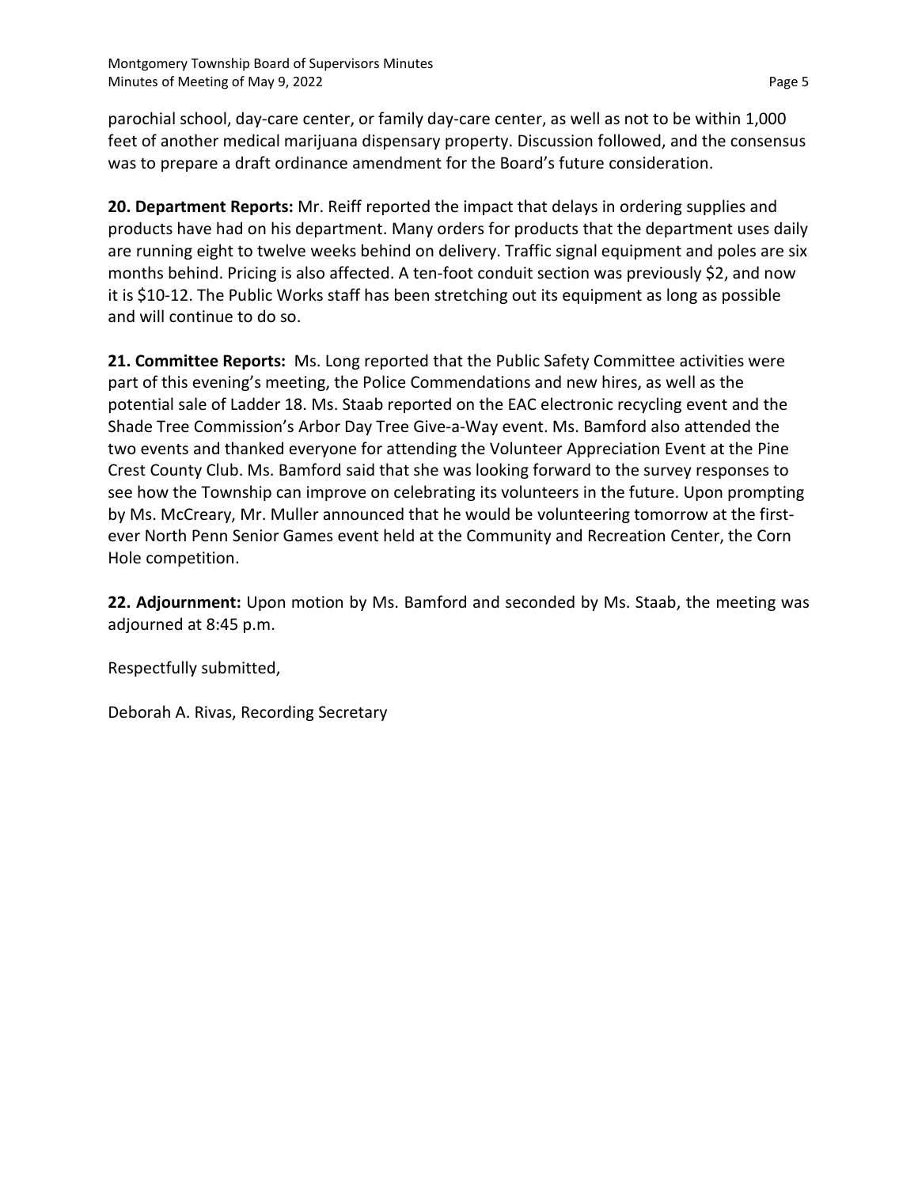parochial school, day-care center, or family day-care center, as well as not to be within 1,000 feet of another medical marijuana dispensary property. Discussion followed, and the consensus was to prepare a draft ordinance amendment for the Board's future consideration.

**20. Department Reports:** Mr. Reiff reported the impact that delays in ordering supplies and products have had on his department. Many orders for products that the department uses daily are running eight to twelve weeks behind on delivery. Traffic signal equipment and poles are six months behind. Pricing is also affected. A ten-foot conduit section was previously $2, and now it is $10-12. The Public Works staff has been stretching out its equipment as long as possible and will continue to do so.

**21. Committee Reports:** Ms. Long reported that the Public Safety Committee activities were part of this evening's meeting, the Police Commendations and new hires, as well as the potential sale of Ladder 18. Ms. Staab reported on the EAC electronic recycling event and the Shade Tree Commission's Arbor Day Tree Give-a-Way event. Ms. Bamford also attended the two events and thanked everyone for attending the Volunteer Appreciation Event at the Pine Crest County Club. Ms. Bamford said that she was looking forward to the survey responses to see how the Township can improve on celebrating its volunteers in the future. Upon prompting by Ms. McCreary, Mr. Muller announced that he would be volunteering tomorrow at the first-ever North Penn Senior Games event held at the Community and Recreation Center, the Corn Hole competition.

**22. Adjournment:** Upon motion by Ms. Bamford and seconded by Ms. Staab, the meeting was adjourned at 8:45 p.m.

Respectfully submitted,

Deborah A. Rivas, Recording Secretary